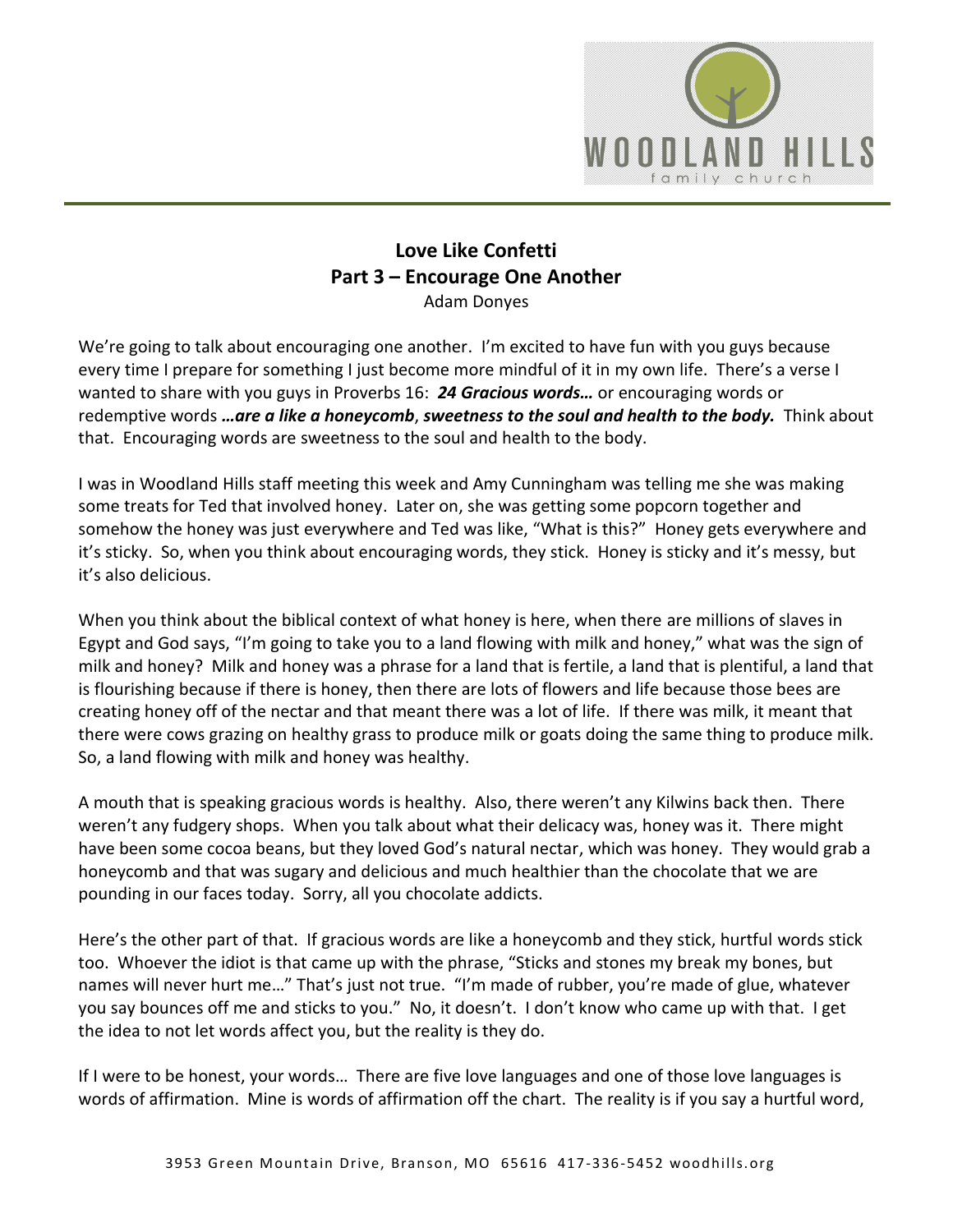# Love Like Confetti

## Part 3 – Encourage One Another

Adam Donyes

We're going to talk about encouraging one another. I'm excited to have fun with you guys because every time I prepare for something I just become more mindful of it in my own life. There's a verse I wanted to share with you guys in Proverbs 16: ***24 Gracious words…*** or encouraging words or redemptive words ***…are a like a honeycomb*, *sweetness to the soul and health to the body.*** Think about that. Encouraging words are sweetness to the soul and health to the body.

I was in Woodland Hills staff meeting this week and Amy Cunningham was telling me she was making some treats for Ted that involved honey. Later on, she was getting some popcorn together and somehow the honey was just everywhere and Ted was like, "What is this?" Honey gets everywhere and it's sticky. So, when you think about encouraging words, they stick. Honey is sticky and it's messy, but it's also delicious.

When you think about the biblical context of what honey is here, when there are millions of slaves in Egypt and God says, "I'm going to take you to a land flowing with milk and honey," what was the sign of milk and honey? Milk and honey was a phrase for a land that is fertile, a land that is plentiful, a land that is flourishing because if there is honey, then there are lots of flowers and life because those bees are creating honey off of the nectar and that meant there was a lot of life. If there was milk, it meant that there were cows grazing on healthy grass to produce milk or goats doing the same thing to produce milk. So, a land flowing with milk and honey was healthy.

A mouth that is speaking gracious words is healthy. Also, there weren't any Kilwins back then. There weren't any fudgery shops. When you talk about what their delicacy was, honey was it. There might have been some cocoa beans, but they loved God's natural nectar, which was honey. They would grab a honeycomb and that was sugary and delicious and much healthier than the chocolate that we are pounding in our faces today. Sorry, all you chocolate addicts.

Here's the other part of that. If gracious words are like a honeycomb and they stick, hurtful words stick too. Whoever the idiot is that came up with the phrase, "Sticks and stones my break my bones, but names will never hurt me…" That's just not true. "I'm made of rubber, you're made of glue, whatever you say bounces off me and sticks to you." No, it doesn't. I don't know who came up with that. I get the idea to not let words affect you, but the reality is they do.

If I were to be honest, your words… There are five love languages and one of those love languages is words of affirmation. Mine is words of affirmation off the chart. The reality is if you say a hurtful word,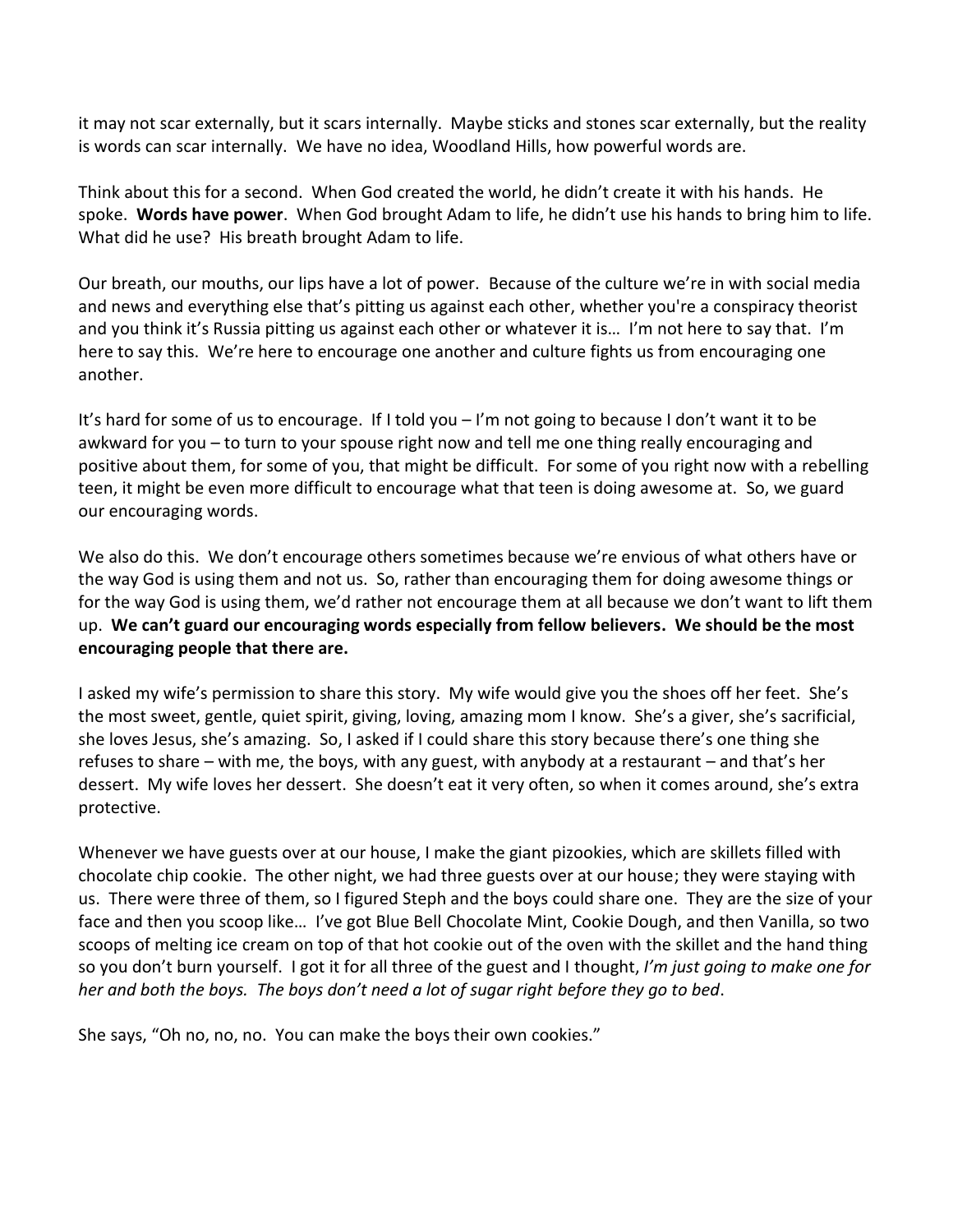it may not scar externally, but it scars internally. Maybe sticks and stones scar externally, but the reality is words can scar internally. We have no idea, Woodland Hills, how powerful words are.

Think about this for a second. When God created the world, he didn't create it with his hands. He spoke. **Words have power**. When God brought Adam to life, he didn't use his hands to bring him to life. What did he use? His breath brought Adam to life.

Our breath, our mouths, our lips have a lot of power. Because of the culture we're in with social media and news and everything else that's pitting us against each other, whether you're a conspiracy theorist and you think it's Russia pitting us against each other or whatever it is… I'm not here to say that. I'm here to say this. We're here to encourage one another and culture fights us from encouraging one another.

It's hard for some of us to encourage. If I told you – I'm not going to because I don't want it to be awkward for you – to turn to your spouse right now and tell me one thing really encouraging and positive about them, for some of you, that might be difficult. For some of you right now with a rebelling teen, it might be even more difficult to encourage what that teen is doing awesome at. So, we guard our encouraging words.

We also do this. We don't encourage others sometimes because we're envious of what others have or the way God is using them and not us. So, rather than encouraging them for doing awesome things or for the way God is using them, we'd rather not encourage them at all because we don't want to lift them up. **We can't guard our encouraging words especially from fellow believers. We should be the most encouraging people that there are.**

I asked my wife's permission to share this story. My wife would give you the shoes off her feet. She's the most sweet, gentle, quiet spirit, giving, loving, amazing mom I know. She's a giver, she's sacrificial, she loves Jesus, she's amazing. So, I asked if I could share this story because there's one thing she refuses to share – with me, the boys, with any guest, with anybody at a restaurant – and that's her dessert. My wife loves her dessert. She doesn't eat it very often, so when it comes around, she's extra protective.

Whenever we have guests over at our house, I make the giant pizookies, which are skillets filled with chocolate chip cookie. The other night, we had three guests over at our house; they were staying with us. There were three of them, so I figured Steph and the boys could share one. They are the size of your face and then you scoop like… I've got Blue Bell Chocolate Mint, Cookie Dough, and then Vanilla, so two scoops of melting ice cream on top of that hot cookie out of the oven with the skillet and the hand thing so you don't burn yourself. I got it for all three of the guest and I thought, *I'm just going to make one for her and both the boys. The boys don't need a lot of sugar right before they go to bed*.

She says, "Oh no, no, no. You can make the boys their own cookies."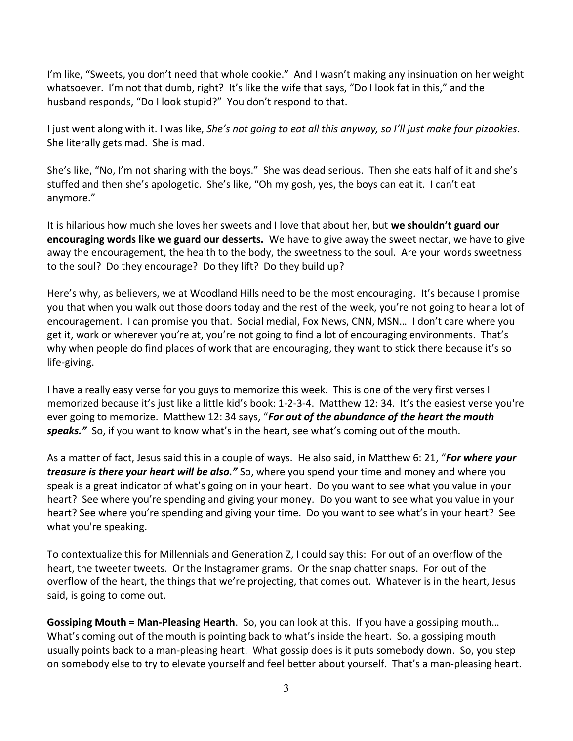I'm like, "Sweets, you don't need that whole cookie." And I wasn't making any insinuation on her weight whatsoever. I'm not that dumb, right? It's like the wife that says, "Do I look fat in this," and the husband responds, "Do I look stupid?" You don't respond to that.

I just went along with it. I was like, *She's not going to eat all this anyway, so I'll just make four pizookies*. She literally gets mad. She is mad.

She's like, "No, I'm not sharing with the boys." She was dead serious. Then she eats half of it and she's stuffed and then she's apologetic. She's like, "Oh my gosh, yes, the boys can eat it. I can't eat anymore."

It is hilarious how much she loves her sweets and I love that about her, but **we shouldn't guard our encouraging words like we guard our desserts.** We have to give away the sweet nectar, we have to give away the encouragement, the health to the body, the sweetness to the soul. Are your words sweetness to the soul? Do they encourage? Do they lift? Do they build up?

Here's why, as believers, we at Woodland Hills need to be the most encouraging. It's because I promise you that when you walk out those doors today and the rest of the week, you're not going to hear a lot of encouragement. I can promise you that. Social medial, Fox News, CNN, MSN… I don't care where you get it, work or wherever you're at, you're not going to find a lot of encouraging environments. That's why when people do find places of work that are encouraging, they want to stick there because it's so life-giving.

I have a really easy verse for you guys to memorize this week. This is one of the very first verses I memorized because it's just like a little kid's book: 1-2-3-4. Matthew 12: 34. It's the easiest verse you're ever going to memorize. Matthew 12: 34 says, "***For out of the abundance of the heart the mouth speaks.***" So, if you want to know what's in the heart, see what's coming out of the mouth.

As a matter of fact, Jesus said this in a couple of ways. He also said, in Matthew 6: 21, "***For where your treasure is there your heart will be also.***" So, where you spend your time and money and where you speak is a great indicator of what's going on in your heart. Do you want to see what you value in your heart? See where you're spending and giving your money. Do you want to see what you value in your heart? See where you're spending and giving your time. Do you want to see what's in your heart? See what you're speaking.

To contextualize this for Millennials and Generation Z, I could say this: For out of an overflow of the heart, the tweeter tweets. Or the Instagramer grams. Or the snap chatter snaps. For out of the overflow of the heart, the things that we're projecting, that comes out. Whatever is in the heart, Jesus said, is going to come out.

**Gossiping Mouth = Man-Pleasing Hearth**. So, you can look at this. If you have a gossiping mouth… What's coming out of the mouth is pointing back to what's inside the heart. So, a gossiping mouth usually points back to a man-pleasing heart. What gossip does is it puts somebody down. So, you step on somebody else to try to elevate yourself and feel better about yourself. That's a man-pleasing heart.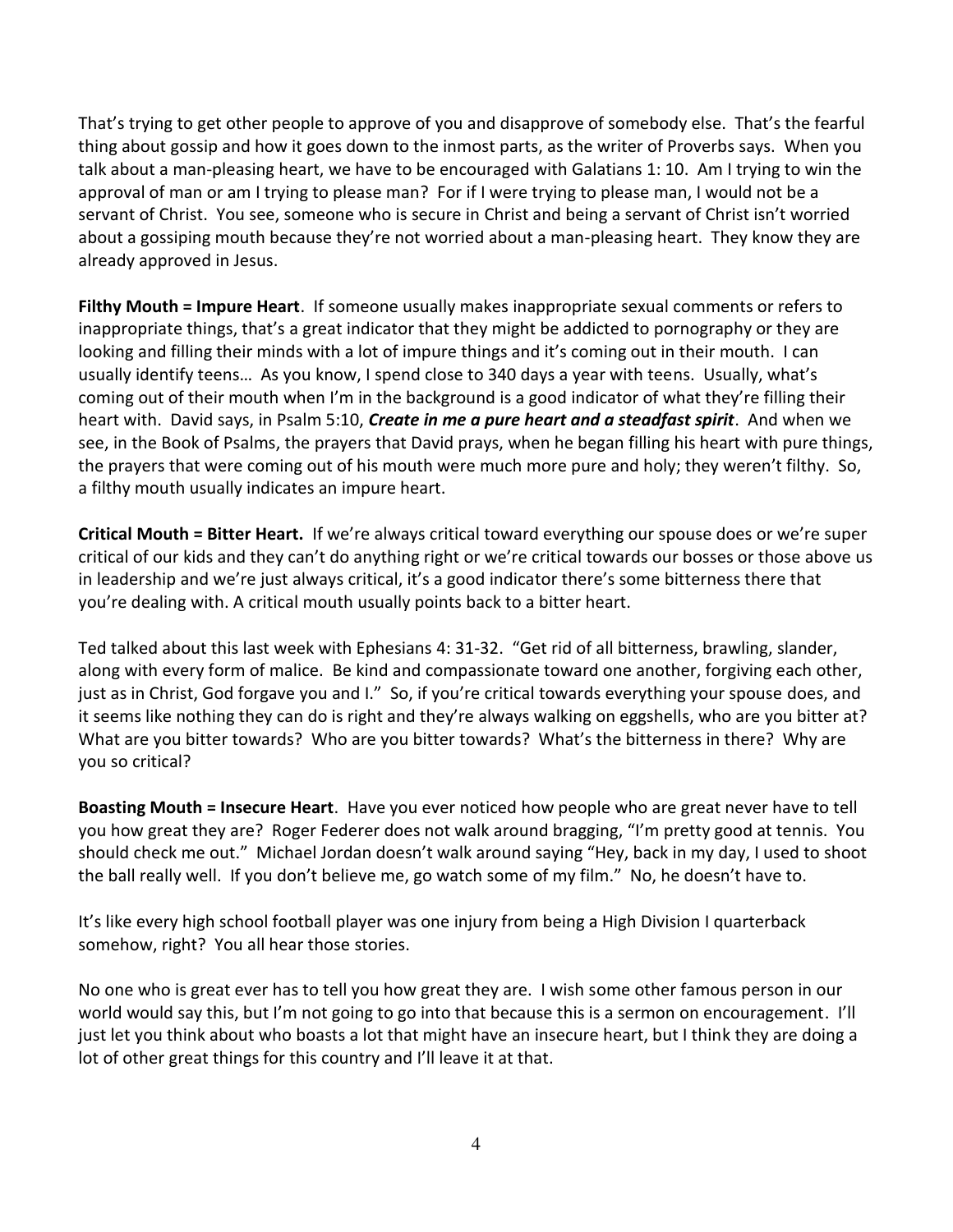That's trying to get other people to approve of you and disapprove of somebody else. That's the fearful thing about gossip and how it goes down to the inmost parts, as the writer of Proverbs says. When you talk about a man-pleasing heart, we have to be encouraged with Galatians 1: 10. Am I trying to win the approval of man or am I trying to please man? For if I were trying to please man, I would not be a servant of Christ. You see, someone who is secure in Christ and being a servant of Christ isn't worried about a gossiping mouth because they're not worried about a man-pleasing heart. They know they are already approved in Jesus.

**Filthy Mouth = Impure Heart**. If someone usually makes inappropriate sexual comments or refers to inappropriate things, that's a great indicator that they might be addicted to pornography or they are looking and filling their minds with a lot of impure things and it's coming out in their mouth. I can usually identify teens… As you know, I spend close to 340 days a year with teens. Usually, what's coming out of their mouth when I'm in the background is a good indicator of what they're filling their heart with. David says, in Psalm 5:10, ***Create in me a pure heart and a steadfast spirit***. And when we see, in the Book of Psalms, the prayers that David prays, when he began filling his heart with pure things, the prayers that were coming out of his mouth were much more pure and holy; they weren't filthy. So, a filthy mouth usually indicates an impure heart.

**Critical Mouth = Bitter Heart.** If we're always critical toward everything our spouse does or we're super critical of our kids and they can't do anything right or we're critical towards our bosses or those above us in leadership and we're just always critical, it's a good indicator there's some bitterness there that you're dealing with. A critical mouth usually points back to a bitter heart.

Ted talked about this last week with Ephesians 4: 31-32. "Get rid of all bitterness, brawling, slander, along with every form of malice. Be kind and compassionate toward one another, forgiving each other, just as in Christ, God forgave you and I." So, if you're critical towards everything your spouse does, and it seems like nothing they can do is right and they're always walking on eggshells, who are you bitter at? What are you bitter towards? Who are you bitter towards? What's the bitterness in there? Why are you so critical?

**Boasting Mouth = Insecure Heart**. Have you ever noticed how people who are great never have to tell you how great they are? Roger Federer does not walk around bragging, "I'm pretty good at tennis. You should check me out." Michael Jordan doesn't walk around saying "Hey, back in my day, I used to shoot the ball really well. If you don't believe me, go watch some of my film." No, he doesn't have to.

It's like every high school football player was one injury from being a High Division I quarterback somehow, right? You all hear those stories.

No one who is great ever has to tell you how great they are. I wish some other famous person in our world would say this, but I'm not going to go into that because this is a sermon on encouragement. I'll just let you think about who boasts a lot that might have an insecure heart, but I think they are doing a lot of other great things for this country and I'll leave it at that.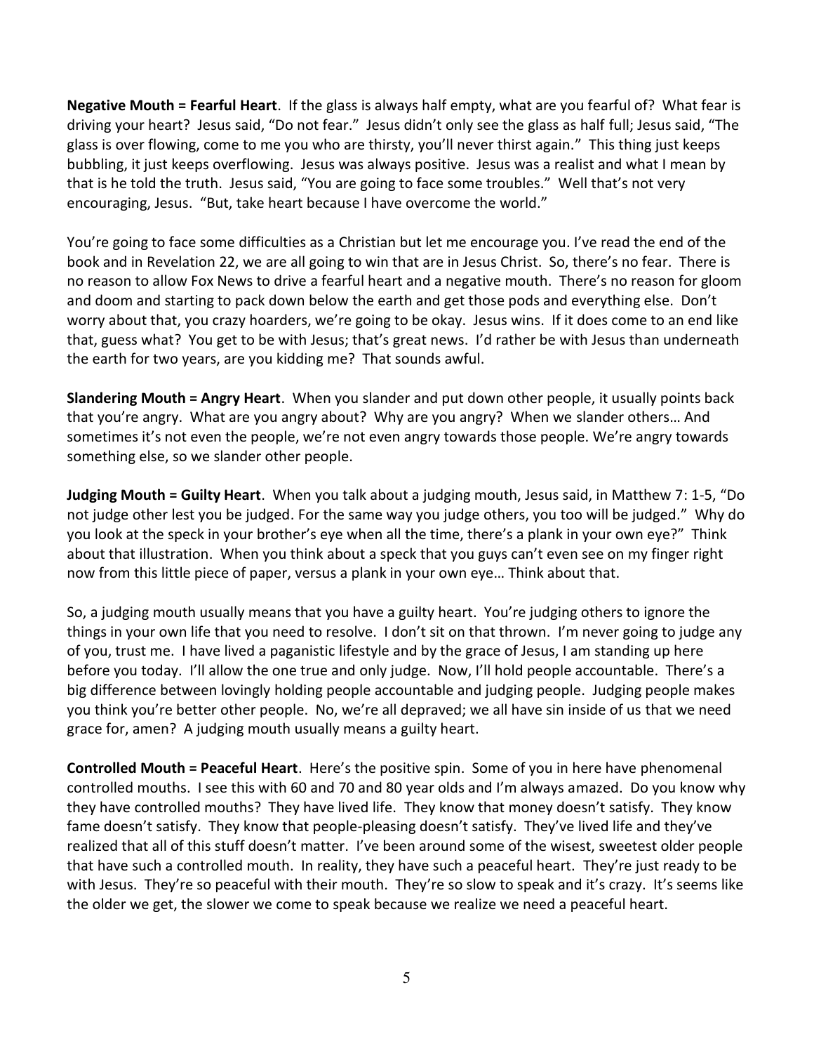**Negative Mouth = Fearful Heart**. If the glass is always half empty, what are you fearful of? What fear is driving your heart? Jesus said, "Do not fear." Jesus didn't only see the glass as half full; Jesus said, "The glass is over flowing, come to me you who are thirsty, you'll never thirst again." This thing just keeps bubbling, it just keeps overflowing. Jesus was always positive. Jesus was a realist and what I mean by that is he told the truth. Jesus said, "You are going to face some troubles." Well that's not very encouraging, Jesus. "But, take heart because I have overcome the world."

You're going to face some difficulties as a Christian but let me encourage you. I've read the end of the book and in Revelation 22, we are all going to win that are in Jesus Christ. So, there's no fear. There is no reason to allow Fox News to drive a fearful heart and a negative mouth. There's no reason for gloom and doom and starting to pack down below the earth and get those pods and everything else. Don't worry about that, you crazy hoarders, we're going to be okay. Jesus wins. If it does come to an end like that, guess what? You get to be with Jesus; that's great news. I'd rather be with Jesus than underneath the earth for two years, are you kidding me? That sounds awful.

**Slandering Mouth = Angry Heart**. When you slander and put down other people, it usually points back that you're angry. What are you angry about? Why are you angry? When we slander others… And sometimes it's not even the people, we're not even angry towards those people. We're angry towards something else, so we slander other people.

**Judging Mouth = Guilty Heart**. When you talk about a judging mouth, Jesus said, in Matthew 7: 1-5, "Do not judge other lest you be judged. For the same way you judge others, you too will be judged." Why do you look at the speck in your brother's eye when all the time, there's a plank in your own eye?" Think about that illustration. When you think about a speck that you guys can't even see on my finger right now from this little piece of paper, versus a plank in your own eye… Think about that.

So, a judging mouth usually means that you have a guilty heart. You're judging others to ignore the things in your own life that you need to resolve. I don't sit on that thrown. I'm never going to judge any of you, trust me. I have lived a paganistic lifestyle and by the grace of Jesus, I am standing up here before you today. I'll allow the one true and only judge. Now, I'll hold people accountable. There's a big difference between lovingly holding people accountable and judging people. Judging people makes you think you're better other people. No, we're all depraved; we all have sin inside of us that we need grace for, amen? A judging mouth usually means a guilty heart.

**Controlled Mouth = Peaceful Heart**. Here's the positive spin. Some of you in here have phenomenal controlled mouths. I see this with 60 and 70 and 80 year olds and I'm always amazed. Do you know why they have controlled mouths? They have lived life. They know that money doesn't satisfy. They know fame doesn't satisfy. They know that people-pleasing doesn't satisfy. They've lived life and they've realized that all of this stuff doesn't matter. I've been around some of the wisest, sweetest older people that have such a controlled mouth. In reality, they have such a peaceful heart. They're just ready to be with Jesus. They're so peaceful with their mouth. They're so slow to speak and it's crazy. It's seems like the older we get, the slower we come to speak because we realize we need a peaceful heart.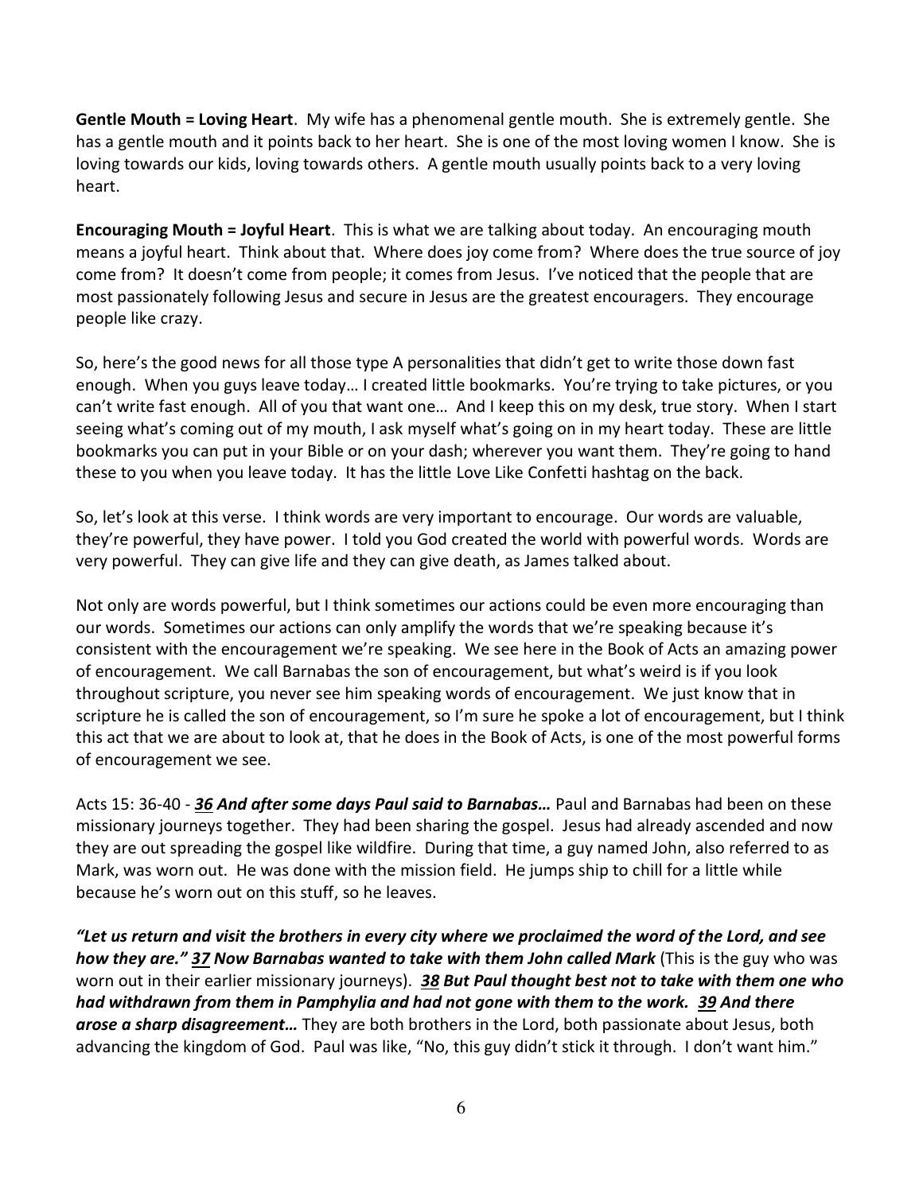**Gentle Mouth = Loving Heart**. My wife has a phenomenal gentle mouth. She is extremely gentle. She has a gentle mouth and it points back to her heart. She is one of the most loving women I know. She is loving towards our kids, loving towards others. A gentle mouth usually points back to a very loving heart.

**Encouraging Mouth = Joyful Heart**. This is what we are talking about today. An encouraging mouth means a joyful heart. Think about that. Where does joy come from? Where does the true source of joy come from? It doesn't come from people; it comes from Jesus. I've noticed that the people that are most passionately following Jesus and secure in Jesus are the greatest encouragers. They encourage people like crazy.

So, here's the good news for all those type A personalities that didn't get to write those down fast enough. When you guys leave today… I created little bookmarks. You're trying to take pictures, or you can't write fast enough. All of you that want one… And I keep this on my desk, true story. When I start seeing what's coming out of my mouth, I ask myself what's going on in my heart today. These are little bookmarks you can put in your Bible or on your dash; wherever you want them. They're going to hand these to you when you leave today. It has the little Love Like Confetti hashtag on the back.

So, let's look at this verse. I think words are very important to encourage. Our words are valuable, they're powerful, they have power. I told you God created the world with powerful words. Words are very powerful. They can give life and they can give death, as James talked about.

Not only are words powerful, but I think sometimes our actions could be even more encouraging than our words. Sometimes our actions can only amplify the words that we're speaking because it's consistent with the encouragement we're speaking. We see here in the Book of Acts an amazing power of encouragement. We call Barnabas the son of encouragement, but what's weird is if you look throughout scripture, you never see him speaking words of encouragement. We just know that in scripture he is called the son of encouragement, so I'm sure he spoke a lot of encouragement, but I think this act that we are about to look at, that he does in the Book of Acts, is one of the most powerful forms of encouragement we see.

Acts 15: 36-40 - ***36 And after some days Paul said to Barnabas…*** Paul and Barnabas had been on these missionary journeys together. They had been sharing the gospel. Jesus had already ascended and now they are out spreading the gospel like wildfire. During that time, a guy named John, also referred to as Mark, was worn out. He was done with the mission field. He jumps ship to chill for a little while because he's worn out on this stuff, so he leaves.

***"Let us return and visit the brothers in every city where we proclaimed the word of the Lord, and see how they are." 37 Now Barnabas wanted to take with them John called Mark*** (This is the guy who was worn out in their earlier missionary journeys). ***38 But Paul thought best not to take with them one who had withdrawn from them in Pamphylia and had not gone with them to the work. 39 And there arose a sharp disagreement…*** They are both brothers in the Lord, both passionate about Jesus, both advancing the kingdom of God. Paul was like, "No, this guy didn't stick it through. I don't want him."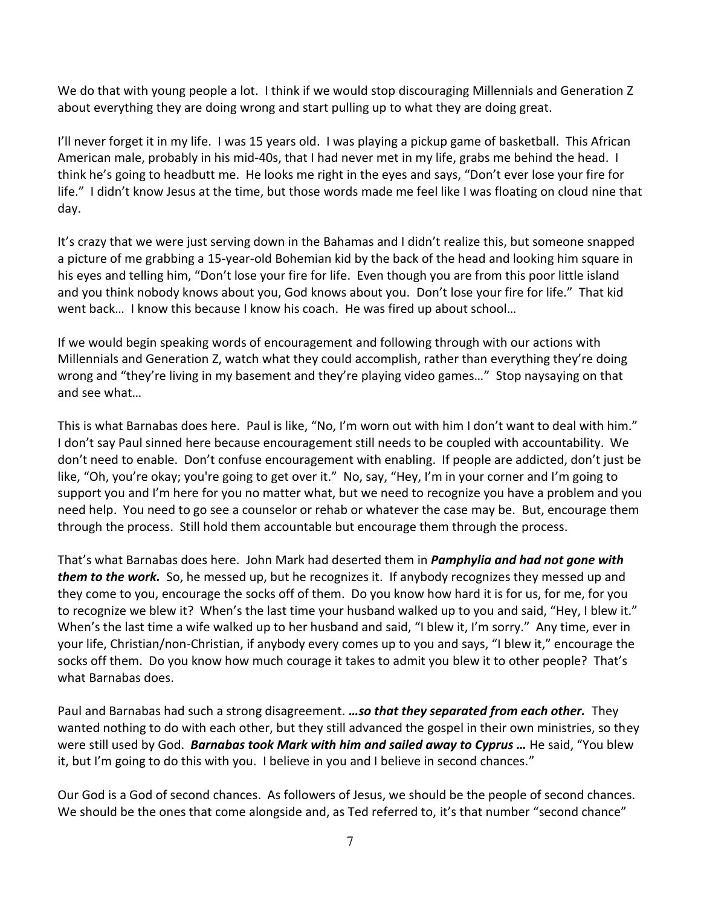We do that with young people a lot. I think if we would stop discouraging Millennials and Generation Z about everything they are doing wrong and start pulling up to what they are doing great.

I'll never forget it in my life. I was 15 years old. I was playing a pickup game of basketball. This African American male, probably in his mid-40s, that I had never met in my life, grabs me behind the head. I think he's going to headbutt me. He looks me right in the eyes and says, "Don't ever lose your fire for life." I didn't know Jesus at the time, but those words made me feel like I was floating on cloud nine that day.

It's crazy that we were just serving down in the Bahamas and I didn't realize this, but someone snapped a picture of me grabbing a 15-year-old Bohemian kid by the back of the head and looking him square in his eyes and telling him, "Don't lose your fire for life. Even though you are from this poor little island and you think nobody knows about you, God knows about you. Don't lose your fire for life." That kid went back… I know this because I know his coach. He was fired up about school…

If we would begin speaking words of encouragement and following through with our actions with Millennials and Generation Z, watch what they could accomplish, rather than everything they're doing wrong and "they're living in my basement and they're playing video games…" Stop naysaying on that and see what…

This is what Barnabas does here. Paul is like, "No, I'm worn out with him I don't want to deal with him." I don't say Paul sinned here because encouragement still needs to be coupled with accountability. We don't need to enable. Don't confuse encouragement with enabling. If people are addicted, don't just be like, "Oh, you're okay; you're going to get over it." No, say, "Hey, I'm in your corner and I'm going to support you and I'm here for you no matter what, but we need to recognize you have a problem and you need help. You need to go see a counselor or rehab or whatever the case may be. But, encourage them through the process. Still hold them accountable but encourage them through the process.

That's what Barnabas does here. John Mark had deserted them in ***Pamphylia and had not gone with them to the work.*** So, he messed up, but he recognizes it. If anybody recognizes they messed up and they come to you, encourage the socks off of them. Do you know how hard it is for us, for me, for you to recognize we blew it? When's the last time your husband walked up to you and said, "Hey, I blew it." When's the last time a wife walked up to her husband and said, "I blew it, I'm sorry." Any time, ever in your life, Christian/non-Christian, if anybody every comes up to you and says, "I blew it," encourage the socks off them. Do you know how much courage it takes to admit you blew it to other people? That's what Barnabas does.

Paul and Barnabas had such a strong disagreement. ***…so that they separated from each other.*** They wanted nothing to do with each other, but they still advanced the gospel in their own ministries, so they were still used by God. ***Barnabas took Mark with him and sailed away to Cyprus …*** He said, "You blew it, but I'm going to do this with you. I believe in you and I believe in second chances."

Our God is a God of second chances. As followers of Jesus, we should be the people of second chances. We should be the ones that come alongside and, as Ted referred to, it's that number "second chance"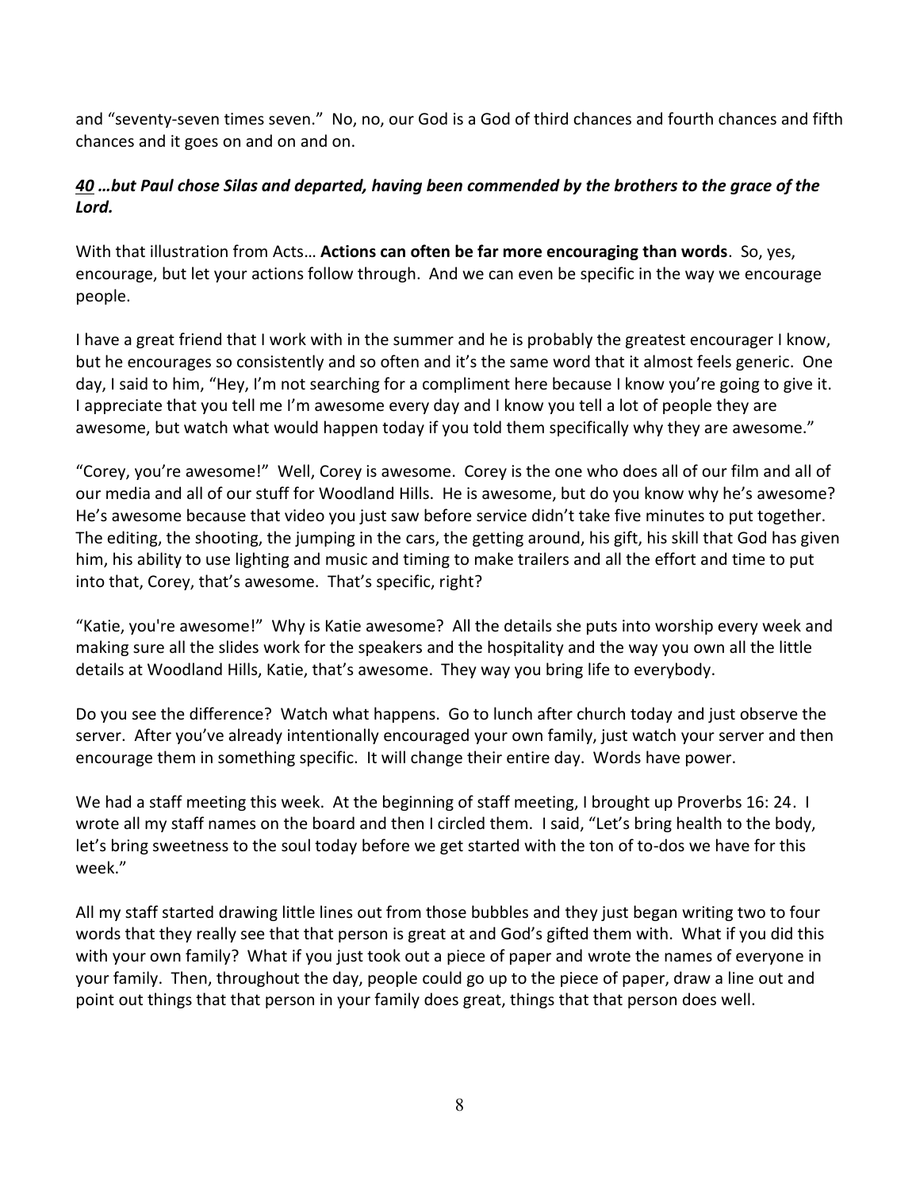and "seventy-seven times seven." No, no, our God is a God of third chances and fourth chances and fifth chances and it goes on and on and on.

***<u>40</u> …but Paul chose Silas and departed, having been commended by the brothers to the grace of the Lord.***

With that illustration from Acts… **Actions can often be far more encouraging than words**. So, yes, encourage, but let your actions follow through. And we can even be specific in the way we encourage people.

I have a great friend that I work with in the summer and he is probably the greatest encourager I know, but he encourages so consistently and so often and it's the same word that it almost feels generic. One day, I said to him, "Hey, I'm not searching for a compliment here because I know you're going to give it. I appreciate that you tell me I'm awesome every day and I know you tell a lot of people they are awesome, but watch what would happen today if you told them specifically why they are awesome."

"Corey, you're awesome!" Well, Corey is awesome. Corey is the one who does all of our film and all of our media and all of our stuff for Woodland Hills. He is awesome, but do you know why he's awesome? He's awesome because that video you just saw before service didn't take five minutes to put together. The editing, the shooting, the jumping in the cars, the getting around, his gift, his skill that God has given him, his ability to use lighting and music and timing to make trailers and all the effort and time to put into that, Corey, that's awesome. That's specific, right?

"Katie, you're awesome!" Why is Katie awesome? All the details she puts into worship every week and making sure all the slides work for the speakers and the hospitality and the way you own all the little details at Woodland Hills, Katie, that's awesome. They way you bring life to everybody.

Do you see the difference? Watch what happens. Go to lunch after church today and just observe the server. After you've already intentionally encouraged your own family, just watch your server and then encourage them in something specific. It will change their entire day. Words have power.

We had a staff meeting this week. At the beginning of staff meeting, I brought up Proverbs 16: 24. I wrote all my staff names on the board and then I circled them. I said, "Let's bring health to the body, let's bring sweetness to the soul today before we get started with the ton of to-dos we have for this week."

All my staff started drawing little lines out from those bubbles and they just began writing two to four words that they really see that that person is great at and God's gifted them with. What if you did this with your own family? What if you just took out a piece of paper and wrote the names of everyone in your family. Then, throughout the day, people could go up to the piece of paper, draw a line out and point out things that that person in your family does great, things that that person does well.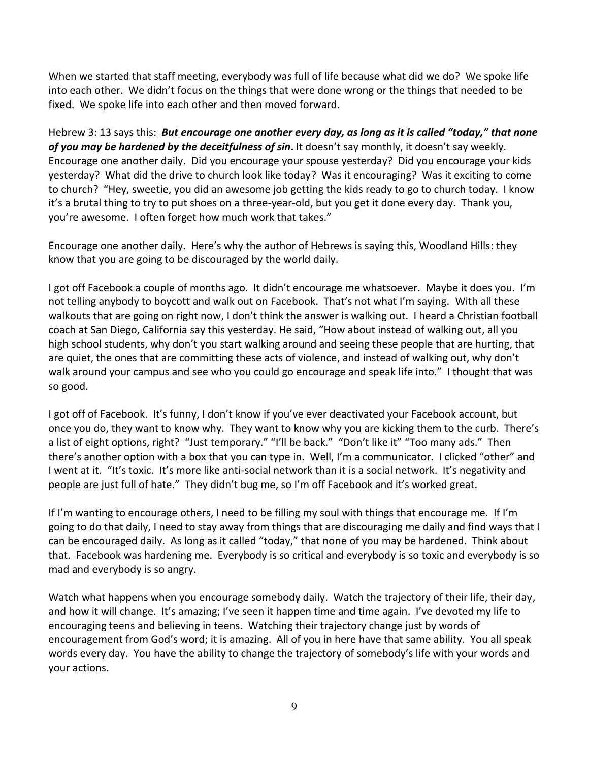When we started that staff meeting, everybody was full of life because what did we do? We spoke life into each other. We didn't focus on the things that were done wrong or the things that needed to be fixed. We spoke life into each other and then moved forward.

Hebrew 3: 13 says this: ***But encourage one another every day, as long as it is called "today," that none of you may be hardened by the deceitfulness of sin.*** It doesn't say monthly, it doesn't say weekly. Encourage one another daily. Did you encourage your spouse yesterday? Did you encourage your kids yesterday? What did the drive to church look like today? Was it encouraging? Was it exciting to come to church? "Hey, sweetie, you did an awesome job getting the kids ready to go to church today. I know it's a brutal thing to try to put shoes on a three-year-old, but you get it done every day. Thank you, you're awesome. I often forget how much work that takes."

Encourage one another daily. Here's why the author of Hebrews is saying this, Woodland Hills: they know that you are going to be discouraged by the world daily.

I got off Facebook a couple of months ago. It didn't encourage me whatsoever. Maybe it does you. I'm not telling anybody to boycott and walk out on Facebook. That's not what I'm saying. With all these walkouts that are going on right now, I don't think the answer is walking out. I heard a Christian football coach at San Diego, California say this yesterday. He said, "How about instead of walking out, all you high school students, why don't you start walking around and seeing these people that are hurting, that are quiet, the ones that are committing these acts of violence, and instead of walking out, why don't walk around your campus and see who you could go encourage and speak life into." I thought that was so good.

I got off of Facebook. It's funny, I don't know if you've ever deactivated your Facebook account, but once you do, they want to know why. They want to know why you are kicking them to the curb. There's a list of eight options, right? "Just temporary." "I'll be back." "Don't like it" "Too many ads." Then there's another option with a box that you can type in. Well, I'm a communicator. I clicked "other" and I went at it. "It's toxic. It's more like anti-social network than it is a social network. It's negativity and people are just full of hate." They didn't bug me, so I'm off Facebook and it's worked great.

If I'm wanting to encourage others, I need to be filling my soul with things that encourage me. If I'm going to do that daily, I need to stay away from things that are discouraging me daily and find ways that I can be encouraged daily. As long as it called "today," that none of you may be hardened. Think about that. Facebook was hardening me. Everybody is so critical and everybody is so toxic and everybody is so mad and everybody is so angry.

Watch what happens when you encourage somebody daily. Watch the trajectory of their life, their day, and how it will change. It's amazing; I've seen it happen time and time again. I've devoted my life to encouraging teens and believing in teens. Watching their trajectory change just by words of encouragement from God's word; it is amazing. All of you in here have that same ability. You all speak words every day. You have the ability to change the trajectory of somebody's life with your words and your actions.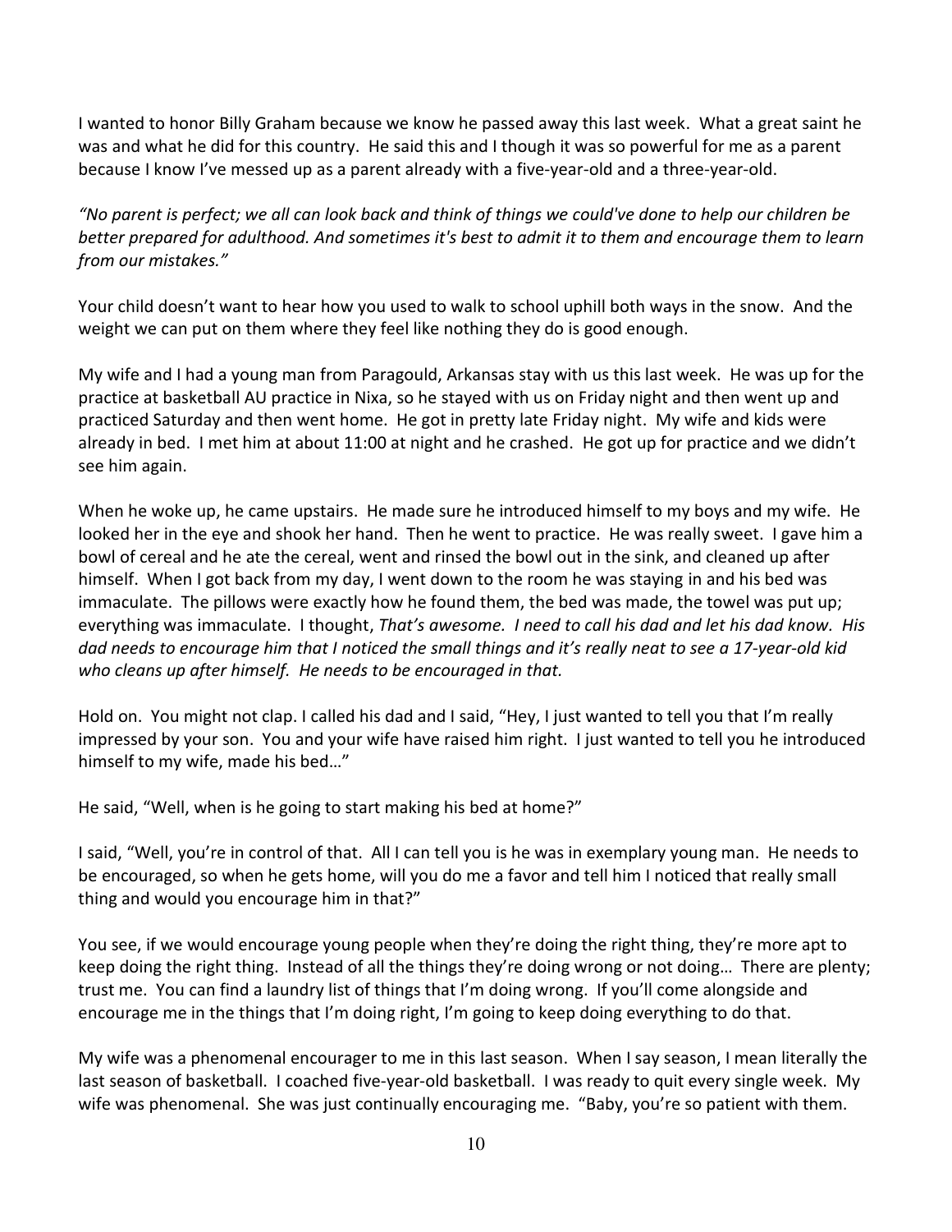I wanted to honor Billy Graham because we know he passed away this last week. What a great saint he was and what he did for this country. He said this and I though it was so powerful for me as a parent because I know I've messed up as a parent already with a five-year-old and a three-year-old.

*"No parent is perfect; we all can look back and think of things we could've done to help our children be better prepared for adulthood. And sometimes it's best to admit it to them and encourage them to learn from our mistakes."*

Your child doesn't want to hear how you used to walk to school uphill both ways in the snow. And the weight we can put on them where they feel like nothing they do is good enough.

My wife and I had a young man from Paragould, Arkansas stay with us this last week. He was up for the practice at basketball AU practice in Nixa, so he stayed with us on Friday night and then went up and practiced Saturday and then went home. He got in pretty late Friday night. My wife and kids were already in bed. I met him at about 11:00 at night and he crashed. He got up for practice and we didn't see him again.

When he woke up, he came upstairs. He made sure he introduced himself to my boys and my wife. He looked her in the eye and shook her hand. Then he went to practice. He was really sweet. I gave him a bowl of cereal and he ate the cereal, went and rinsed the bowl out in the sink, and cleaned up after himself. When I got back from my day, I went down to the room he was staying in and his bed was immaculate. The pillows were exactly how he found them, the bed was made, the towel was put up; everything was immaculate. I thought, *That's awesome. I need to call his dad and let his dad know. His dad needs to encourage him that I noticed the small things and it's really neat to see a 17-year-old kid who cleans up after himself. He needs to be encouraged in that.*

Hold on. You might not clap. I called his dad and I said, "Hey, I just wanted to tell you that I'm really impressed by your son. You and your wife have raised him right. I just wanted to tell you he introduced himself to my wife, made his bed…"

He said, "Well, when is he going to start making his bed at home?"

I said, "Well, you're in control of that. All I can tell you is he was in exemplary young man. He needs to be encouraged, so when he gets home, will you do me a favor and tell him I noticed that really small thing and would you encourage him in that?"

You see, if we would encourage young people when they're doing the right thing, they're more apt to keep doing the right thing. Instead of all the things they're doing wrong or not doing… There are plenty; trust me. You can find a laundry list of things that I'm doing wrong. If you'll come alongside and encourage me in the things that I'm doing right, I'm going to keep doing everything to do that.

My wife was a phenomenal encourager to me in this last season. When I say season, I mean literally the last season of basketball. I coached five-year-old basketball. I was ready to quit every single week. My wife was phenomenal. She was just continually encouraging me. "Baby, you're so patient with them.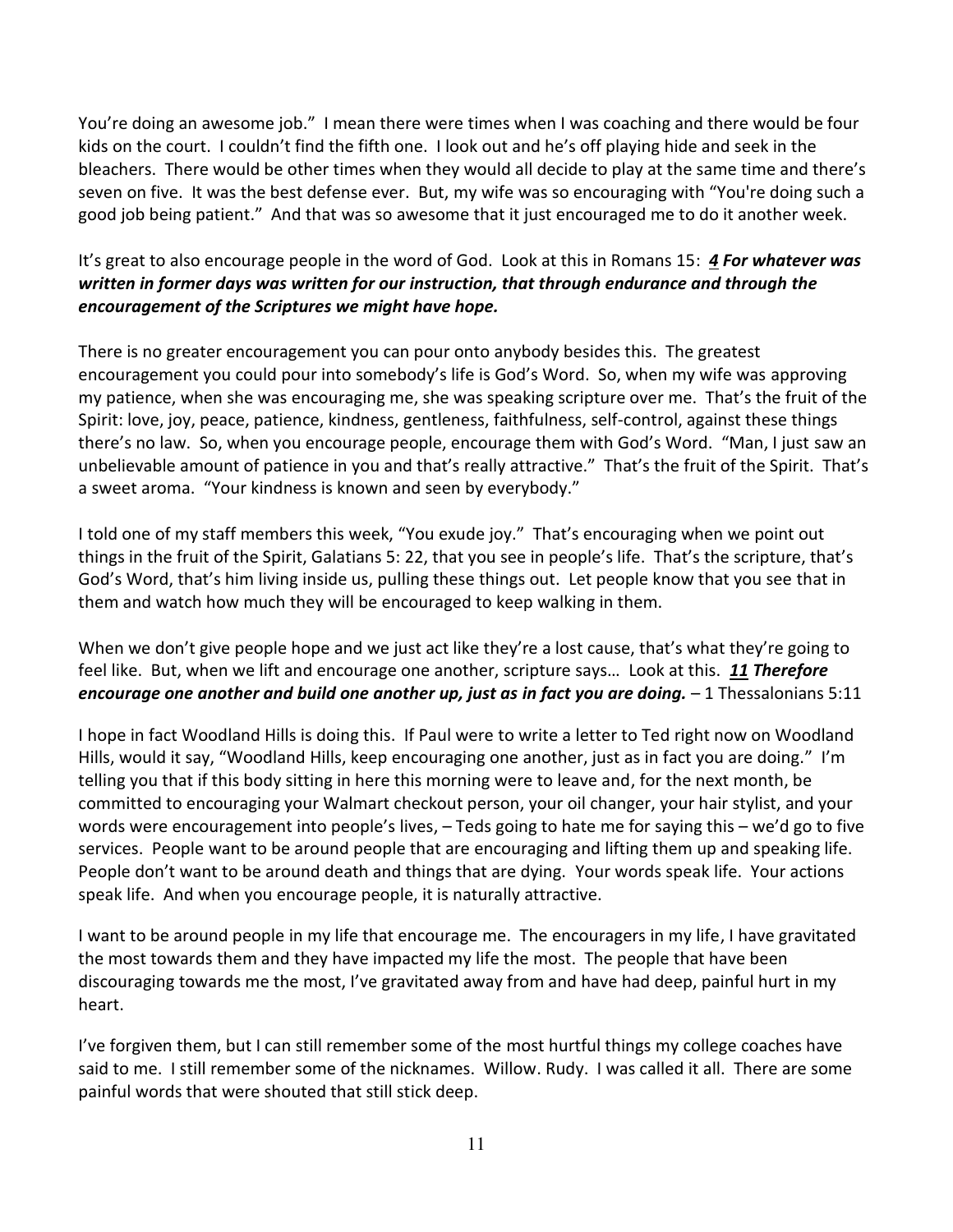You're doing an awesome job." I mean there were times when I was coaching and there would be four kids on the court. I couldn't find the fifth one. I look out and he's off playing hide and seek in the bleachers. There would be other times when they would all decide to play at the same time and there's seven on five. It was the best defense ever. But, my wife was so encouraging with "You're doing such a good job being patient." And that was so awesome that it just encouraged me to do it another week.

It's great to also encourage people in the word of God. Look at this in Romans 15: ***4 For whatever was written in former days was written for our instruction, that through endurance and through the encouragement of the Scriptures we might have hope.***

There is no greater encouragement you can pour onto anybody besides this. The greatest encouragement you could pour into somebody's life is God's Word. So, when my wife was approving my patience, when she was encouraging me, she was speaking scripture over me. That's the fruit of the Spirit: love, joy, peace, patience, kindness, gentleness, faithfulness, self-control, against these things there's no law. So, when you encourage people, encourage them with God's Word. "Man, I just saw an unbelievable amount of patience in you and that's really attractive." That's the fruit of the Spirit. That's a sweet aroma. "Your kindness is known and seen by everybody."

I told one of my staff members this week, "You exude joy." That's encouraging when we point out things in the fruit of the Spirit, Galatians 5: 22, that you see in people's life. That's the scripture, that's God's Word, that's him living inside us, pulling these things out. Let people know that you see that in them and watch how much they will be encouraged to keep walking in them.

When we don't give people hope and we just act like they're a lost cause, that's what they're going to feel like. But, when we lift and encourage one another, scripture says… Look at this. ***11 Therefore encourage one another and build one another up, just as in fact you are doing.*** – 1 Thessalonians 5:11

I hope in fact Woodland Hills is doing this. If Paul were to write a letter to Ted right now on Woodland Hills, would it say, "Woodland Hills, keep encouraging one another, just as in fact you are doing." I'm telling you that if this body sitting in here this morning were to leave and, for the next month, be committed to encouraging your Walmart checkout person, your oil changer, your hair stylist, and your words were encouragement into people's lives, – Teds going to hate me for saying this – we'd go to five services. People want to be around people that are encouraging and lifting them up and speaking life. People don't want to be around death and things that are dying. Your words speak life. Your actions speak life. And when you encourage people, it is naturally attractive.

I want to be around people in my life that encourage me. The encouragers in my life, I have gravitated the most towards them and they have impacted my life the most. The people that have been discouraging towards me the most, I've gravitated away from and have had deep, painful hurt in my heart.

I've forgiven them, but I can still remember some of the most hurtful things my college coaches have said to me. I still remember some of the nicknames. Willow. Rudy. I was called it all. There are some painful words that were shouted that still stick deep.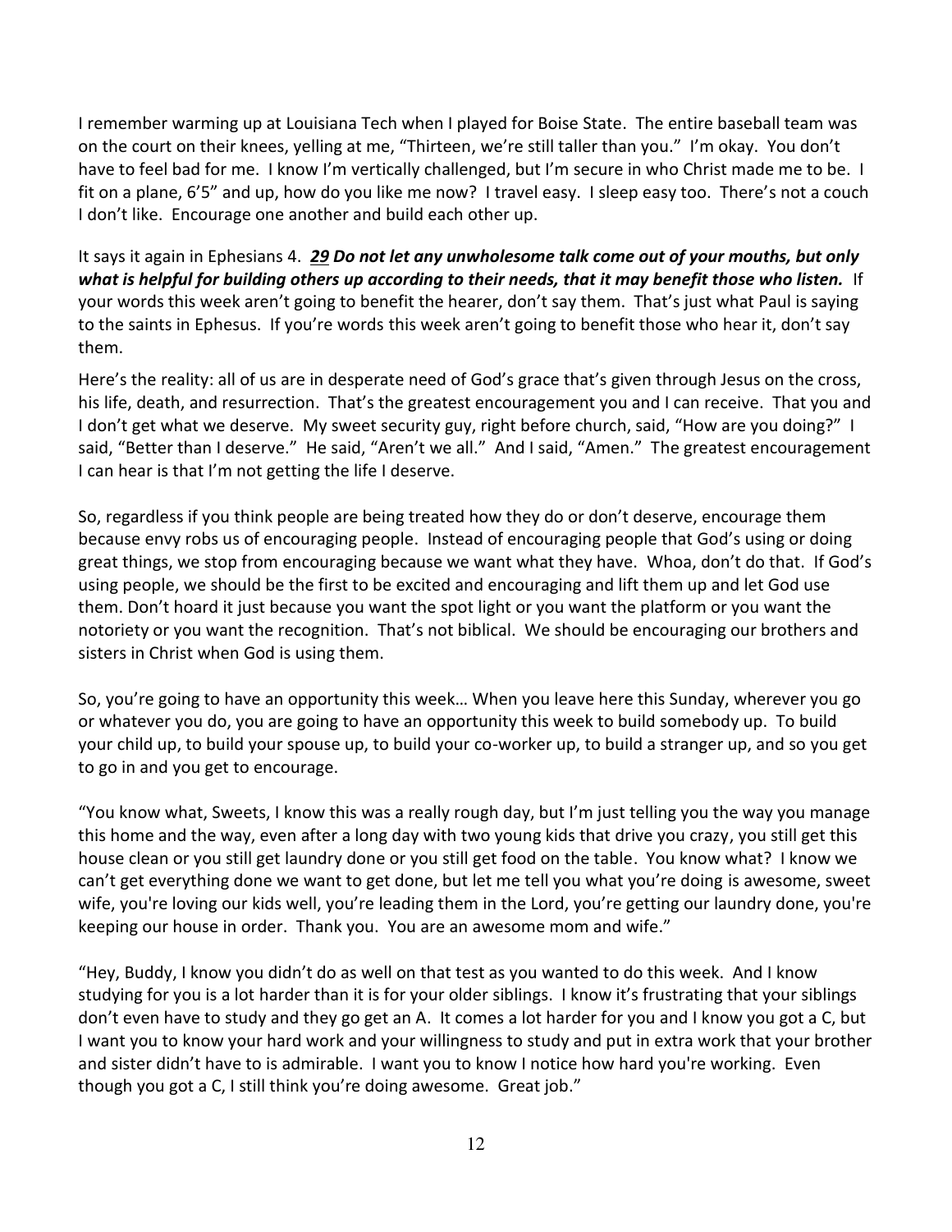I remember warming up at Louisiana Tech when I played for Boise State. The entire baseball team was on the court on their knees, yelling at me, "Thirteen, we're still taller than you." I'm okay. You don't have to feel bad for me. I know I'm vertically challenged, but I'm secure in who Christ made me to be. I fit on a plane, 6'5" and up, how do you like me now? I travel easy. I sleep easy too. There's not a couch I don't like. Encourage one another and build each other up.

It says it again in Ephesians 4. ***<u>29</u> Do not let any unwholesome talk come out of your mouths, but only what is helpful for building others up according to their needs, that it may benefit those who listen.*** If your words this week aren't going to benefit the hearer, don't say them. That's just what Paul is saying to the saints in Ephesus. If you're words this week aren't going to benefit those who hear it, don't say them.

Here's the reality: all of us are in desperate need of God's grace that's given through Jesus on the cross, his life, death, and resurrection. That's the greatest encouragement you and I can receive. That you and I don't get what we deserve. My sweet security guy, right before church, said, "How are you doing?" I said, "Better than I deserve." He said, "Aren't we all." And I said, "Amen." The greatest encouragement I can hear is that I'm not getting the life I deserve.

So, regardless if you think people are being treated how they do or don't deserve, encourage them because envy robs us of encouraging people. Instead of encouraging people that God's using or doing great things, we stop from encouraging because we want what they have. Whoa, don't do that. If God's using people, we should be the first to be excited and encouraging and lift them up and let God use them. Don't hoard it just because you want the spot light or you want the platform or you want the notoriety or you want the recognition. That's not biblical. We should be encouraging our brothers and sisters in Christ when God is using them.

So, you're going to have an opportunity this week… When you leave here this Sunday, wherever you go or whatever you do, you are going to have an opportunity this week to build somebody up. To build your child up, to build your spouse up, to build your co-worker up, to build a stranger up, and so you get to go in and you get to encourage.

"You know what, Sweets, I know this was a really rough day, but I'm just telling you the way you manage this home and the way, even after a long day with two young kids that drive you crazy, you still get this house clean or you still get laundry done or you still get food on the table. You know what? I know we can't get everything done we want to get done, but let me tell you what you're doing is awesome, sweet wife, you're loving our kids well, you're leading them in the Lord, you're getting our laundry done, you're keeping our house in order. Thank you. You are an awesome mom and wife."

"Hey, Buddy, I know you didn't do as well on that test as you wanted to do this week. And I know studying for you is a lot harder than it is for your older siblings. I know it's frustrating that your siblings don't even have to study and they go get an A. It comes a lot harder for you and I know you got a C, but I want you to know your hard work and your willingness to study and put in extra work that your brother and sister didn't have to is admirable. I want you to know I notice how hard you're working. Even though you got a C, I still think you're doing awesome. Great job."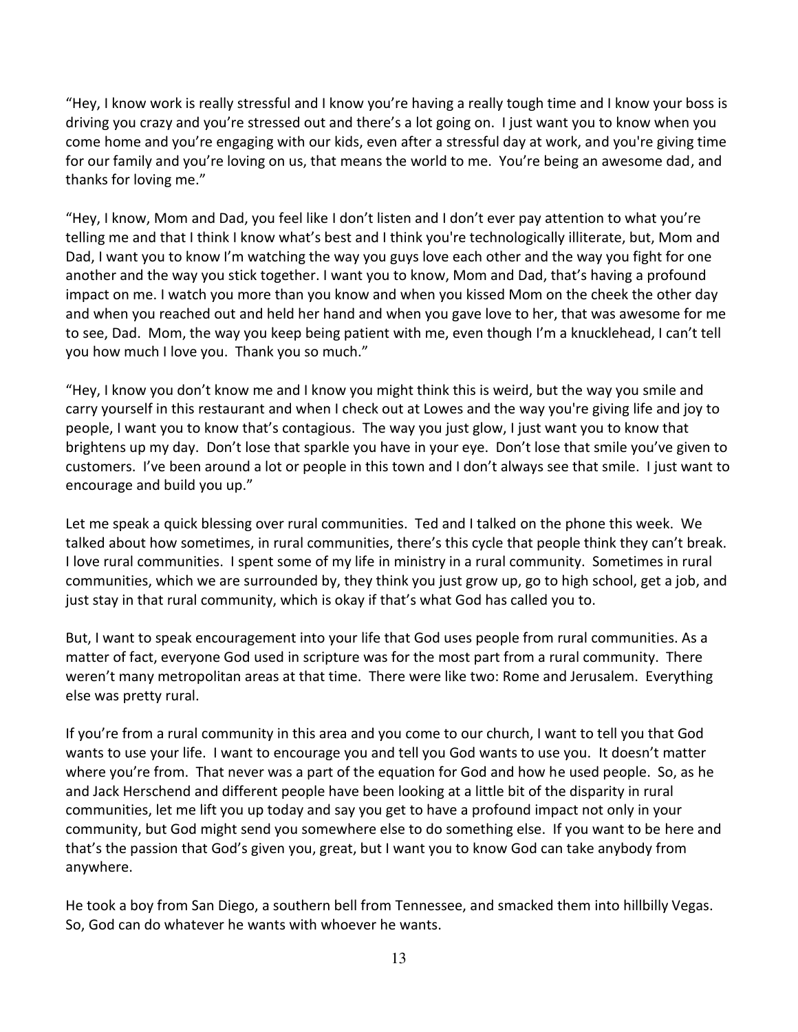"Hey, I know work is really stressful and I know you're having a really tough time and I know your boss is driving you crazy and you're stressed out and there's a lot going on. I just want you to know when you come home and you're engaging with our kids, even after a stressful day at work, and you're giving time for our family and you're loving on us, that means the world to me. You're being an awesome dad, and thanks for loving me."

"Hey, I know, Mom and Dad, you feel like I don't listen and I don't ever pay attention to what you're telling me and that I think I know what's best and I think you're technologically illiterate, but, Mom and Dad, I want you to know I'm watching the way you guys love each other and the way you fight for one another and the way you stick together. I want you to know, Mom and Dad, that's having a profound impact on me. I watch you more than you know and when you kissed Mom on the cheek the other day and when you reached out and held her hand and when you gave love to her, that was awesome for me to see, Dad. Mom, the way you keep being patient with me, even though I'm a knucklehead, I can't tell you how much I love you. Thank you so much."

"Hey, I know you don't know me and I know you might think this is weird, but the way you smile and carry yourself in this restaurant and when I check out at Lowes and the way you're giving life and joy to people, I want you to know that's contagious. The way you just glow, I just want you to know that brightens up my day. Don't lose that sparkle you have in your eye. Don't lose that smile you've given to customers. I've been around a lot or people in this town and I don't always see that smile. I just want to encourage and build you up."

Let me speak a quick blessing over rural communities. Ted and I talked on the phone this week. We talked about how sometimes, in rural communities, there's this cycle that people think they can't break. I love rural communities. I spent some of my life in ministry in a rural community. Sometimes in rural communities, which we are surrounded by, they think you just grow up, go to high school, get a job, and just stay in that rural community, which is okay if that's what God has called you to.

But, I want to speak encouragement into your life that God uses people from rural communities. As a matter of fact, everyone God used in scripture was for the most part from a rural community. There weren't many metropolitan areas at that time. There were like two: Rome and Jerusalem. Everything else was pretty rural.

If you're from a rural community in this area and you come to our church, I want to tell you that God wants to use your life. I want to encourage you and tell you God wants to use you. It doesn't matter where you're from. That never was a part of the equation for God and how he used people. So, as he and Jack Herschend and different people have been looking at a little bit of the disparity in rural communities, let me lift you up today and say you get to have a profound impact not only in your community, but God might send you somewhere else to do something else. If you want to be here and that's the passion that God's given you, great, but I want you to know God can take anybody from anywhere.

He took a boy from San Diego, a southern bell from Tennessee, and smacked them into hillbilly Vegas. So, God can do whatever he wants with whoever he wants.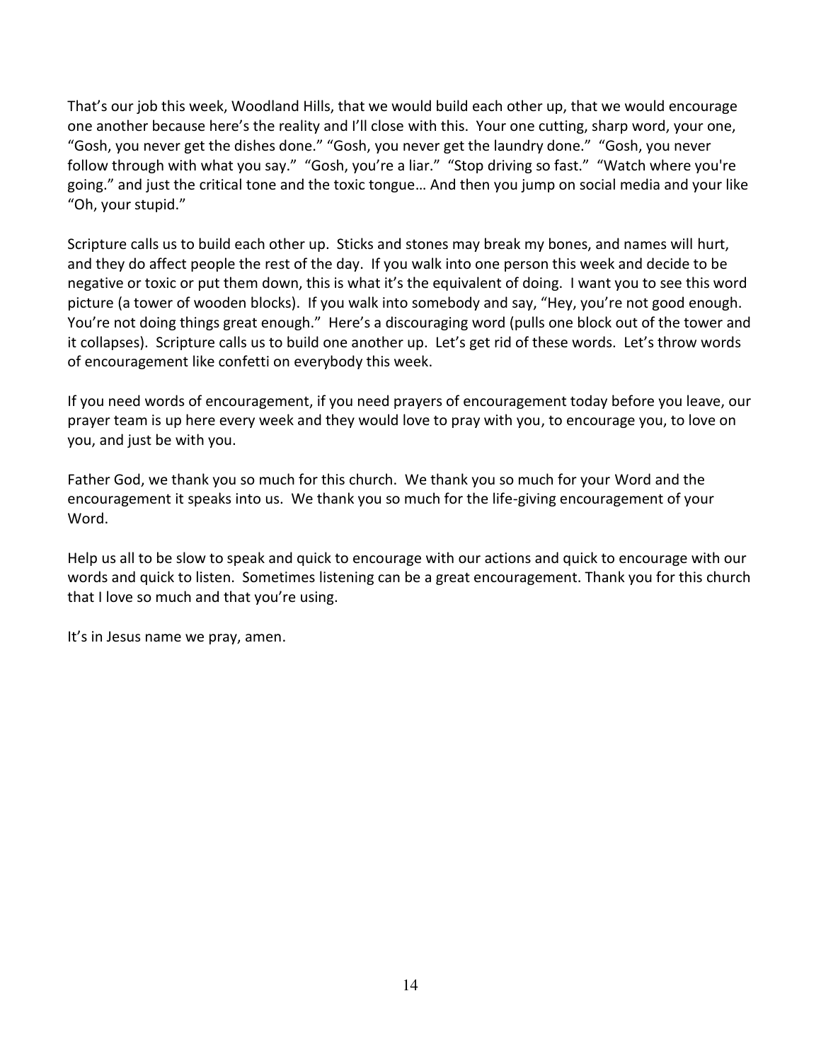That's our job this week, Woodland Hills, that we would build each other up, that we would encourage one another because here's the reality and I'll close with this. Your one cutting, sharp word, your one, "Gosh, you never get the dishes done." "Gosh, you never get the laundry done." "Gosh, you never follow through with what you say." "Gosh, you're a liar." "Stop driving so fast." "Watch where you're going." and just the critical tone and the toxic tongue… And then you jump on social media and your like "Oh, your stupid."

Scripture calls us to build each other up. Sticks and stones may break my bones, and names will hurt, and they do affect people the rest of the day. If you walk into one person this week and decide to be negative or toxic or put them down, this is what it's the equivalent of doing. I want you to see this word picture (a tower of wooden blocks). If you walk into somebody and say, "Hey, you're not good enough. You're not doing things great enough." Here's a discouraging word (pulls one block out of the tower and it collapses). Scripture calls us to build one another up. Let's get rid of these words. Let's throw words of encouragement like confetti on everybody this week.

If you need words of encouragement, if you need prayers of encouragement today before you leave, our prayer team is up here every week and they would love to pray with you, to encourage you, to love on you, and just be with you.

Father God, we thank you so much for this church. We thank you so much for your Word and the encouragement it speaks into us. We thank you so much for the life-giving encouragement of your Word.

Help us all to be slow to speak and quick to encourage with our actions and quick to encourage with our words and quick to listen. Sometimes listening can be a great encouragement. Thank you for this church that I love so much and that you're using.

It's in Jesus name we pray, amen.